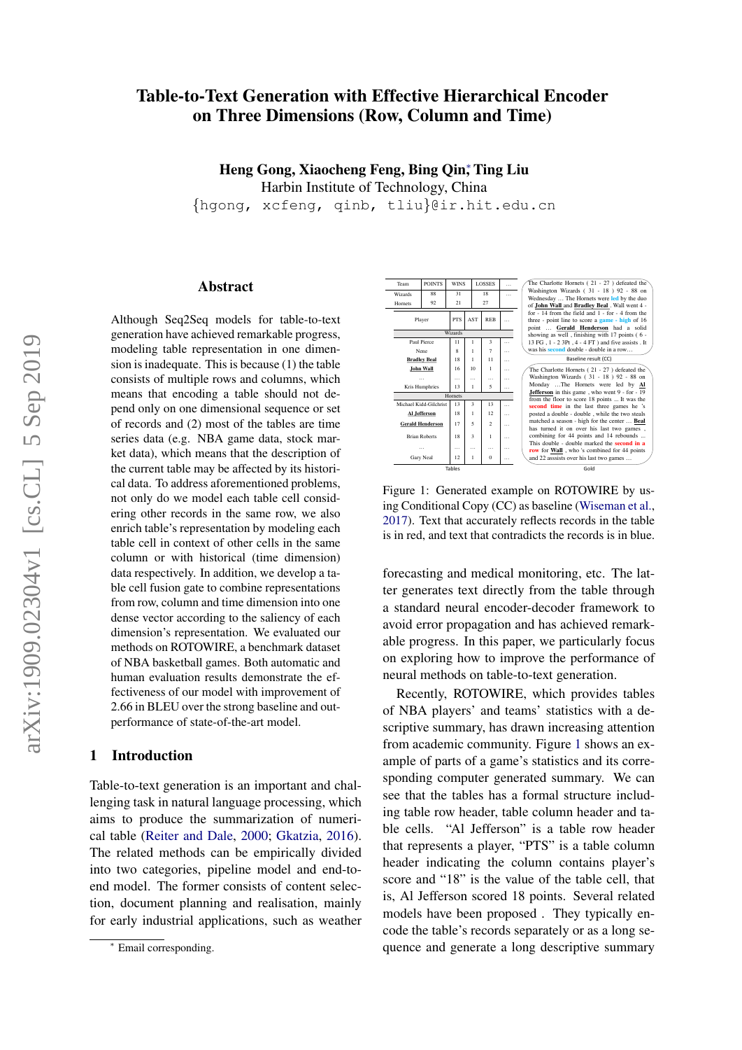# Table-to-Text Generation with Effective Hierarchical Encoder on Three Dimensions (Row, Column and Time)

**Heng Gong, Xiaocheng Feng, Bing Qin[*], Ting Liu**

Harbin Institute of Technology, China

{hgong, xcfeng, qinb, tliu}@ir.hit.edu.cn

## Abstract

Although Seq2Seq models for table-to-text generation have achieved remarkable progress, modeling table representation in one dimension is inadequate. This is because (1) the table consists of multiple rows and columns, which means that encoding a table should not depend only on one dimensional sequence or set of records and (2) most of the tables are time series data (e.g. NBA game data, stock market data), which means that the description of the current table may be affected by its historical data. To address aforementioned problems, not only do we model each table cell considering other records in the same row, we also enrich table's representation by modeling each table cell in context of other cells in the same column or with historical (time dimension) data respectively. In addition, we develop a table cell fusion gate to combine representations from row, column and time dimension into one dense vector according to the saliency of each dimension's representation. We evaluated our methods on ROTOWIRE, a benchmark dataset of NBA basketball games. Both automatic and human evaluation results demonstrate the effectiveness of our model with improvement of 2.66 in BLEU over the strong baseline and outperformance of state-of-the-art model.

## 1 Introduction

Table-to-text generation is an important and challenging task in natural language processing, which aims to produce the summarization of numerical table (Reiter and Dale, 2000; Gkatzia, 2016). The related methods can be empirically divided into two categories, pipeline model and end-to-end model. The former consists of content selection, document planning and realisation, mainly for early industrial applications, such as weather forecasting and medical monitoring, etc. The latter generates text directly from the table through a standard neural encoder-decoder framework to avoid error propagation and has achieved remarkable progress. In this paper, we particularly focus on exploring how to improve the performance of neural methods on table-to-text generation.

| Team | POINTS | WINS | LOSSES | ... |
|---|---|---|---|---|
| Wizards | 88 | 31 | 18 | ... |
| Hornets | 92 | 21 | 27 | ... |

| Player | PTS | AST | REB | ... |
|---|---|---|---|---|
| **Wizards** | | | | |
| Paul Pierce | 11 | 1 | 3 | ... |
| Nene | 8 | 1 | 7 | ... |
| **Bradley Beal** | 18 | 1 | 11 | ... |
| **John Wall** | 16 | 10 | 1 | ... |
| ... | ... | ... | ... | ... |
| Kris Humphries | 13 | 1 | 5 | ... |
| **Hornets** | | | | |
| Michael Kidd-Gilchrist | 13 | 3 | 13 | ... |
| **Al Jefferson** | 18 | 1 | 12 | ... |
| **Gerald Henderson** | 17 | 5 | 2 | ... |
| Brian Roberts | 18 | 3 | 1 | ... |
| ... | ... | ... | ... | ... |
| Gary Neal | 12 | 1 | 0 | ... |

Tables

The Charlotte Hornets ( 21 - 27 ) defeated the Washington Wizards ( 31 - 18 ) 92 - 88 on Wednesday … The Hornets were led by the duo of **John Wall** and **Bradley Beal** . Wall went 4 - for - 14 from the field and 1 - for - 4 from the three - point line to score a game - high of 16 point … **Gerald Henderson** had a solid showing as well , finishing with 17 points ( 6 - 13 FG , 1 - 2 3Pt , 4 - 4 FT ) and five assists . It was his second double - double in a row…

Baseline result (CC)

The Charlotte Hornets ( 21 - 27 ) defeated the Washington Wizards ( 31 - 18 ) 92 - 88 on Monday …The Hornets were led by **Al Jefferson** in this game , who went 9 - for - 19 from the floor to score 18 points ... It was the second time in the last three games he 's posted a double - double , while the two steals matched a season - high for the center … **Beal** has turned it on over his last two games , combining for 44 points and 14 rebounds ... This double - double marked the second in a row for **Wall** , who 's combined for 44 points and 22 assists over his last two games …

Gold

Figure 1: Generated example on ROTOWIRE by using Conditional Copy (CC) as baseline (Wiseman et al., 2017). Text that accurately reflects records in the table is in red, and text that contradicts the records is in blue.

Recently, ROTOWIRE, which provides tables of NBA players' and teams' statistics with a descriptive summary, has drawn increasing attention from academic community. Figure 1 shows an example of parts of a game's statistics and its corresponding computer generated summary. We can see that the tables has a formal structure including table row header, table column header and table cells. "Al Jefferson" is a table row header that represents a player, "PTS" is a table column header indicating the column contains player's score and "18" is the value of the table cell, that is, Al Jefferson scored 18 points. Several related models have been proposed . They typically encode the table's records separately or as a long sequence and generate a long descriptive summary

[*] Email corresponding.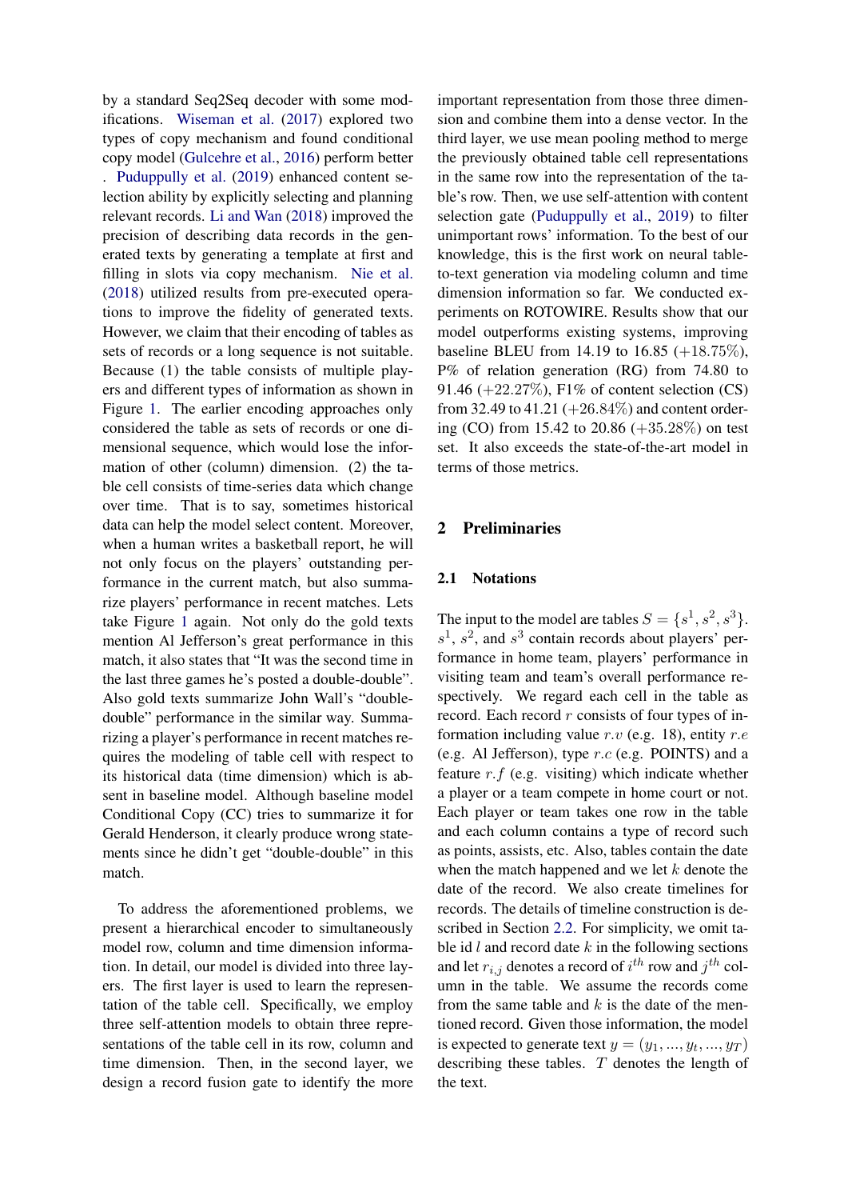by a standard Seq2Seq decoder with some modifications. Wiseman et al. (2017) explored two types of copy mechanism and found conditional copy model (Gulcehre et al., 2016) perform better . Puduppully et al. (2019) enhanced content selection ability by explicitly selecting and planning relevant records. Li and Wan (2018) improved the precision of describing data records in the generated texts by generating a template at first and filling in slots via copy mechanism. Nie et al. (2018) utilized results from pre-executed operations to improve the fidelity of generated texts. However, we claim that their encoding of tables as sets of records or a long sequence is not suitable. Because (1) the table consists of multiple players and different types of information as shown in Figure 1. The earlier encoding approaches only considered the table as sets of records or one dimensional sequence, which would lose the information of other (column) dimension. (2) the table cell consists of time-series data which change over time. That is to say, sometimes historical data can help the model select content. Moreover, when a human writes a basketball report, he will not only focus on the players' outstanding performance in the current match, but also summarize players' performance in recent matches. Lets take Figure 1 again. Not only do the gold texts mention Al Jefferson's great performance in this match, it also states that "It was the second time in the last three games he's posted a double-double". Also gold texts summarize John Wall's "double-double" performance in the similar way. Summarizing a player's performance in recent matches requires the modeling of table cell with respect to its historical data (time dimension) which is absent in baseline model. Although baseline model Conditional Copy (CC) tries to summarize it for Gerald Henderson, it clearly produce wrong statements since he didn't get "double-double" in this match.

To address the aforementioned problems, we present a hierarchical encoder to simultaneously model row, column and time dimension information. In detail, our model is divided into three layers. The first layer is used to learn the representation of the table cell. Specifically, we employ three self-attention models to obtain three representations of the table cell in its row, column and time dimension. Then, in the second layer, we design a record fusion gate to identify the more important representation from those three dimension and combine them into a dense vector. In the third layer, we use mean pooling method to merge the previously obtained table cell representations in the same row into the representation of the table's row. Then, we use self-attention with content selection gate (Puduppully et al., 2019) to filter unimportant rows' information. To the best of our knowledge, this is the first work on neural table-to-text generation via modeling column and time dimension information so far. We conducted experiments on ROTOWIRE. Results show that our model outperforms existing systems, improving baseline BLEU from 14.19 to 16.85 (+18.75%), P% of relation generation (RG) from 74.80 to 91.46 (+22.27%), F1% of content selection (CS) from 32.49 to 41.21 (+26.84%) and content ordering (CO) from 15.42 to 20.86 (+35.28%) on test set. It also exceeds the state-of-the-art model in terms of those metrics.

## 2 Preliminaries

### 2.1 Notations

The input to the model are tables $S = \{s^1, s^2, s^3\}$. $s^1$, $s^2$, and $s^3$ contain records about players' performance in home team, players' performance in visiting team and team's overall performance respectively. We regard each cell in the table as record. Each record $r$ consists of four types of information including value $r.v$ (e.g. 18), entity $r.e$ (e.g. Al Jefferson), type $r.c$ (e.g. POINTS) and a feature $r.f$ (e.g. visiting) which indicate whether a player or a team compete in home court or not. Each player or team takes one row in the table and each column contains a type of record such as points, assists, etc. Also, tables contain the date when the match happened and we let $k$ denote the date of the record. We also create timelines for records. The details of timeline construction is described in Section 2.2. For simplicity, we omit table id $l$ and record date $k$ in the following sections and let $r_{i,j}$ denotes a record of $i^{th}$ row and $j^{th}$ column in the table. We assume the records come from the same table and $k$ is the date of the mentioned record. Given those information, the model is expected to generate text $y = (y_1, ..., y_t, ..., y_T)$ describing these tables. $T$ denotes the length of the text.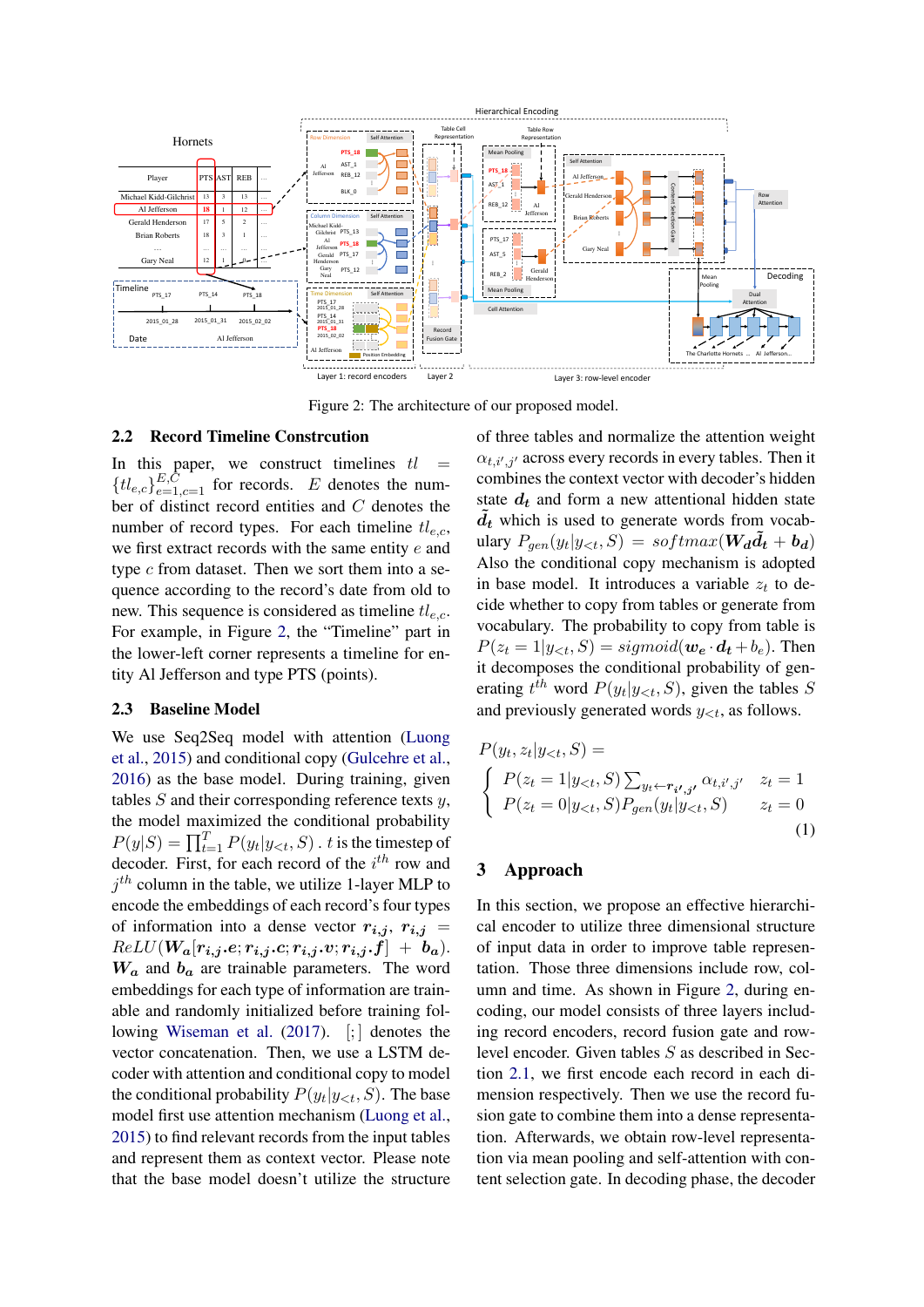Figure 2: The architecture of our proposed model.

### 2.2 Record Timeline Constrcution

In this paper, we construct timelines $tl = \{tl_{e,c}\}_{e=1,c=1}^{E,C}$ for records. $E$ denotes the number of distinct record entities and $C$ denotes the number of record types. For each timeline $tl_{e,c}$, we first extract records with the same entity $e$ and type $c$ from dataset. Then we sort them into a sequence according to the record's date from old to new. This sequence is considered as timeline $tl_{e,c}$. For example, in Figure 2, the "Timeline" part in the lower-left corner represents a timeline for entity Al Jefferson and type PTS (points).

### 2.3 Baseline Model

We use Seq2Seq model with attention (Luong et al., 2015) and conditional copy (Gulcehre et al., 2016) as the base model. During training, given tables $S$ and their corresponding reference texts $y$, the model maximized the conditional probability $P(y|S) = \prod_{t=1}^{T} P(y_t|y_{<t}, S)$ . $t$ is the timestep of decoder. First, for each record of the $i^{th}$ row and $j^{th}$ column in the table, we utilize 1-layer MLP to encode the embeddings of each record's four types of information into a dense vector $\boldsymbol{r_{i,j}}$, $\boldsymbol{r_{i,j}} = ReLU(\boldsymbol{W_a}[\boldsymbol{r_{i,j}.e}; \boldsymbol{r_{i,j}.c}; \boldsymbol{r_{i,j}.v}; \boldsymbol{r_{i,j}.f}] + \boldsymbol{b_a})$. $\boldsymbol{W_a}$ and $\boldsymbol{b_a}$ are trainable parameters. The word embeddings for each type of information are trainable and randomly initialized before training following Wiseman et al. (2017). $[;]$ denotes the vector concatenation. Then, we use a LSTM decoder with attention and conditional copy to model the conditional probability $P(y_t|y_{<t}, S)$. The base model first use attention mechanism (Luong et al., 2015) to find relevant records from the input tables and represent them as context vector. Please note that the base model doesn't utilize the structure of three tables and normalize the attention weight $\alpha_{t,i',j'}$ across every records in every tables. Then it combines the context vector with decoder's hidden state $\boldsymbol{d_t}$ and form a new attentional hidden state $\boldsymbol{\tilde{d}_t}$ which is used to generate words from vocabulary $P_{gen}(y_t|y_{<t}, S) = softmax(\boldsymbol{W_d}\boldsymbol{\tilde{d}_t} + \boldsymbol{b_d})$ Also the conditional copy mechanism is adopted in base model. It introduces a variable $z_t$ to decide whether to copy from tables or generate from vocabulary. The probability to copy from table is $P(z_t = 1|y_{<t}, S) = sigmoid(\boldsymbol{w_e} \cdot \boldsymbol{d_t} + b_e)$. Then it decomposes the conditional probability of generating $t^{th}$ word $P(y_t|y_{<t}, S)$, given the tables $S$ and previously generated words $y_{<t}$, as follows.

$$
P(y_t, z_t|y_{<t}, S) =
\begin{cases}
P(z_t = 1|y_{<t}, S) \sum_{y_t \leftarrow \boldsymbol{r_{i',j'}}} \alpha_{t,i',j'} & z_t = 1 \\
P(z_t = 0|y_{<t}, S) P_{gen}(y_t|y_{<t}, S) & z_t = 0
\end{cases}
\tag{1}
$$

## 3 Approach

In this section, we propose an effective hierarchical encoder to utilize three dimensional structure of input data in order to improve table representation. Those three dimensions include row, column and time. As shown in Figure 2, during encoding, our model consists of three layers including record encoders, record fusion gate and row-level encoder. Given tables $S$ as described in Section 2.1, we first encode each record in each dimension respectively. Then we use the record fusion gate to combine them into a dense representation. Afterwards, we obtain row-level representation via mean pooling and self-attention with content selection gate. In decoding phase, the decoder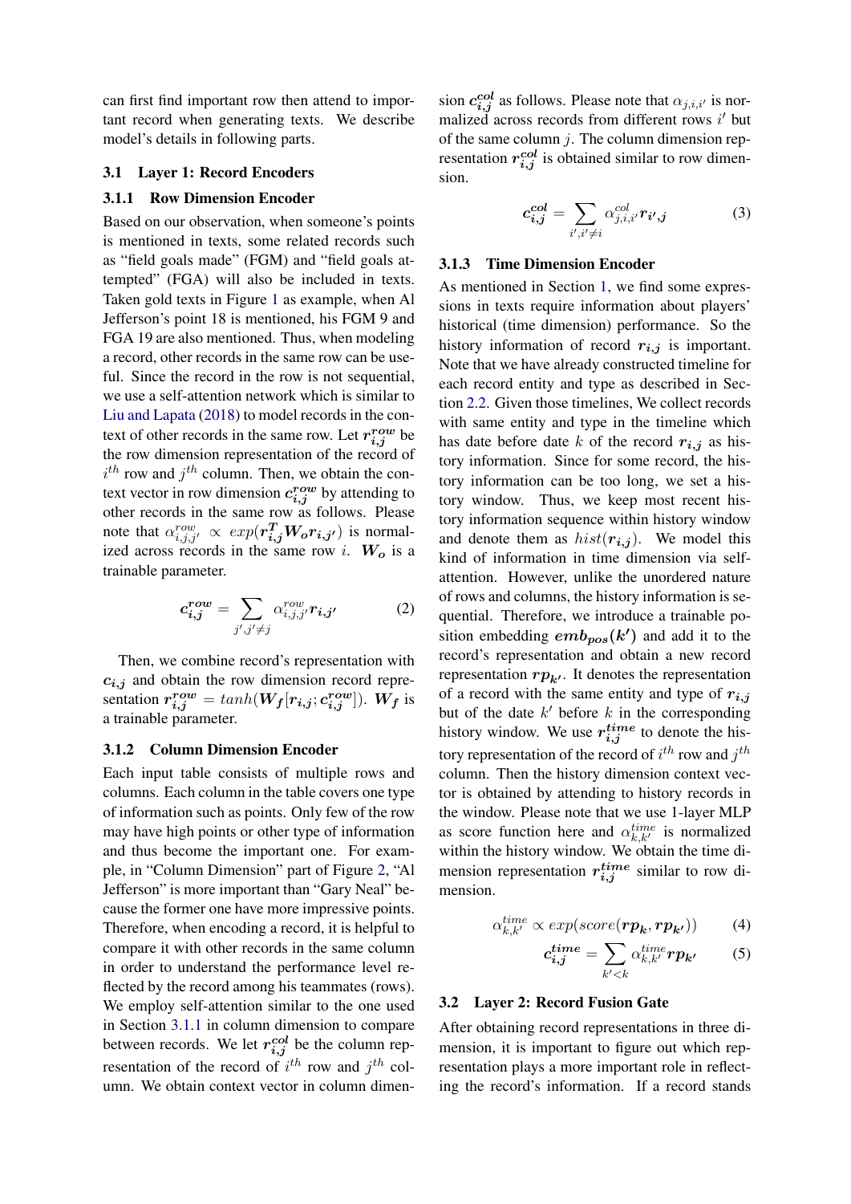can first find important row then attend to important record when generating texts. We describe model's details in following parts.

## 3.1 Layer 1: Record Encoders

### 3.1.1 Row Dimension Encoder

Based on our observation, when someone's points is mentioned in texts, some related records such as "field goals made" (FGM) and "field goals attempted" (FGA) will also be included in texts. Taken gold texts in Figure 1 as example, when Al Jefferson's point 18 is mentioned, his FGM 9 and FGA 19 are also mentioned. Thus, when modeling a record, other records in the same row can be useful. Since the record in the row is not sequential, we use a self-attention network which is similar to Liu and Lapata (2018) to model records in the context of other records in the same row. Let $\boldsymbol{r^{row}_{i,j}}$ be the row dimension representation of the record of $i^{th}$ row and $j^{th}$ column. Then, we obtain the context vector in row dimension $\boldsymbol{c^{row}_{i,j}}$ by attending to other records in the same row as follows. Please note that $\alpha^{row}_{i,j,j'} \propto exp(\boldsymbol{r^T_{i,j}} \boldsymbol{W_o} \boldsymbol{r_{i,j'}})$ is normalized across records in the same row $i$. $\boldsymbol{W_o}$ is a trainable parameter.

$$\boldsymbol{c^{row}_{i,j}} = \sum_{j', j' \neq j} \alpha^{row}_{i,j,j'} \boldsymbol{r_{i,j'}} \tag{2}$$

Then, we combine record's representation with $\boldsymbol{c_{i,j}}$ and obtain the row dimension record representation $\boldsymbol{r^{row}_{i,j}} = tanh(\boldsymbol{W_f}[\boldsymbol{r_{i,j}}; \boldsymbol{c^{row}_{i,j}}])$. $\boldsymbol{W_f}$ is a trainable parameter.

### 3.1.2 Column Dimension Encoder

Each input table consists of multiple rows and columns. Each column in the table covers one type of information such as points. Only few of the row may have high points or other type of information and thus become the important one. For example, in "Column Dimension" part of Figure 2, "Al Jefferson" is more important than "Gary Neal" because the former one have more impressive points. Therefore, when encoding a record, it is helpful to compare it with other records in the same column in order to understand the performance level reflected by the record among his teammates (rows). We employ self-attention similar to the one used in Section 3.1.1 in column dimension to compare between records. We let $\boldsymbol{r^{col}_{i,j}}$ be the column representation of the record of $i^{th}$ row and $j^{th}$ column. We obtain context vector in column dimension $\boldsymbol{c^{col}_{i,j}}$ as follows. Please note that $\alpha_{j,i,i'}$ is normalized across records from different rows $i'$ but of the same column $j$. The column dimension representation $\boldsymbol{r^{col}_{i,j}}$ is obtained similar to row dimension.

$$\boldsymbol{c^{col}_{i,j}} = \sum_{i', i' \neq i} \alpha^{col}_{j,i,i'} \boldsymbol{r_{i',j}} \tag{3}$$

### 3.1.3 Time Dimension Encoder

As mentioned in Section 1, we find some expressions in texts require information about players' historical (time dimension) performance. So the history information of record $\boldsymbol{r_{i,j}}$ is important. Note that we have already constructed timeline for each record entity and type as described in Section 2.2. Given those timelines, We collect records with same entity and type in the timeline which has date before date $k$ of the record $\boldsymbol{r_{i,j}}$ as history information. Since for some record, the history information can be too long, we set a history window. Thus, we keep most recent history information sequence within history window and denote them as $hist(\boldsymbol{r_{i,j}})$. We model this kind of information in time dimension via self-attention. However, unlike the unordered nature of rows and columns, the history information is sequential. Therefore, we introduce a trainable position embedding $\boldsymbol{emb_{pos}(k')}$ and add it to the record's representation and obtain a new record representation $\boldsymbol{rp_{k'}}$. It denotes the representation of a record with the same entity and type of $\boldsymbol{r_{i,j}}$ but of the date $k'$ before $k$ in the corresponding history window. We use $\boldsymbol{r^{time}_{i,j}}$ to denote the history representation of the record of $i^{th}$ row and $j^{th}$ column. Then the history dimension context vector is obtained by attending to history records in the window. Please note that we use 1-layer MLP as score function here and $\alpha^{time}_{k,k'}$ is normalized within the history window. We obtain the time dimension representation $\boldsymbol{r^{time}_{i,j}}$ similar to row dimension.

$$\alpha^{time}_{k,k'} \propto exp(score(\boldsymbol{rp_k}, \boldsymbol{rp_{k'}})) \tag{4}$$

$$\boldsymbol{c^{time}_{i,j}} = \sum_{k' < k} \alpha^{time}_{k,k'} \boldsymbol{rp_{k'}} \tag{5}$$

## 3.2 Layer 2: Record Fusion Gate

After obtaining record representations in three dimension, it is important to figure out which representation plays a more important role in reflecting the record's information. If a record stands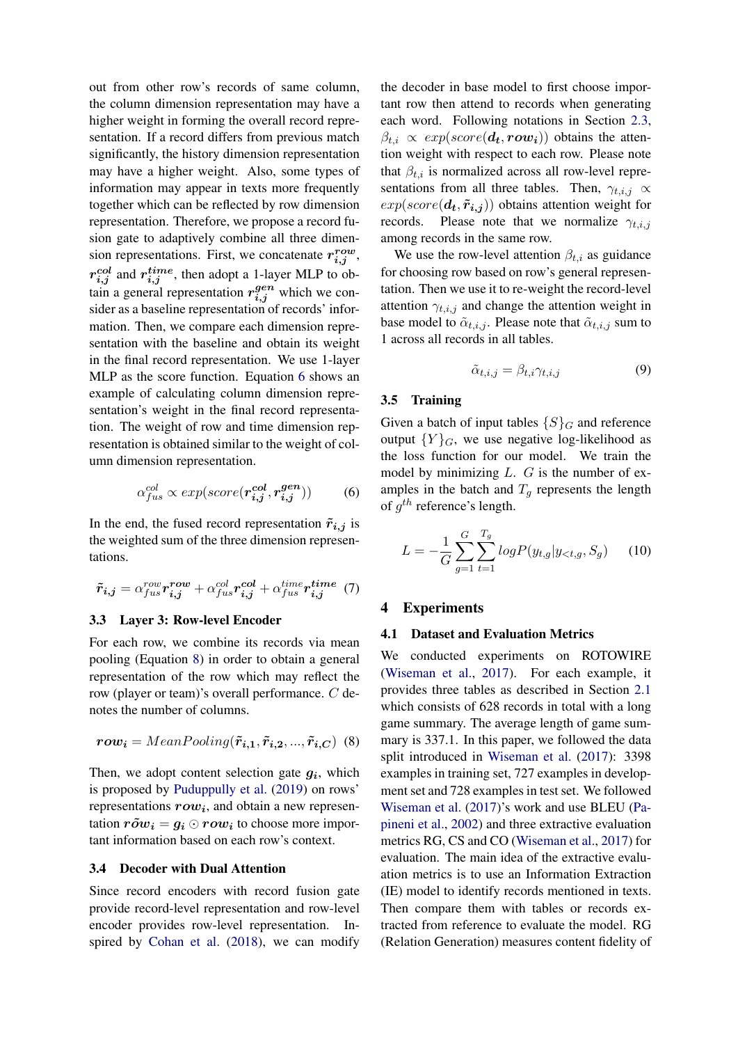out from other row's records of same column, the column dimension representation may have a higher weight in forming the overall record representation. If a record differs from previous match significantly, the history dimension representation may have a higher weight. Also, some types of information may appear in texts more frequently together which can be reflected by row dimension representation. Therefore, we propose a record fusion gate to adaptively combine all three dimension representations. First, we concatenate $\boldsymbol{r_{i,j}^{row}}$, $\boldsymbol{r_{i,j}^{col}}$ and $\boldsymbol{r_{i,j}^{time}}$, then adopt a 1-layer MLP to obtain a general representation $\boldsymbol{r_{i,j}^{gen}}$ which we consider as a baseline representation of records' information. Then, we compare each dimension representation with the baseline and obtain its weight in the final record representation. We use 1-layer MLP as the score function. Equation 6 shows an example of calculating column dimension representation's weight in the final record representation. The weight of row and time dimension representation is obtained similar to the weight of column dimension representation.

$$\alpha_{fus}^{col} \propto exp(score(\boldsymbol{r_{i,j}^{col}}, \boldsymbol{r_{i,j}^{gen}})) \quad (6)$$

In the end, the fused record representation $\boldsymbol{\tilde{r}_{i,j}}$ is the weighted sum of the three dimension representations.

$$\boldsymbol{\tilde{r}_{i,j}} = \alpha_{fus}^{row}\boldsymbol{r_{i,j}^{row}} + \alpha_{fus}^{col}\boldsymbol{r_{i,j}^{col}} + \alpha_{fus}^{time}\boldsymbol{r_{i,j}^{time}} \quad (7)$$

### 3.3 Layer 3: Row-level Encoder

For each row, we combine its records via mean pooling (Equation 8) in order to obtain a general representation of the row which may reflect the row (player or team)'s overall performance. $C$ denotes the number of columns.

$$\boldsymbol{row_i} = MeanPooling(\boldsymbol{\tilde{r}_{i,1}}, \boldsymbol{\tilde{r}_{i,2}}, ..., \boldsymbol{\tilde{r}_{i,C}}) \quad (8)$$

Then, we adopt content selection gate $\boldsymbol{g_i}$, which is proposed by Puduppully et al. (2019) on rows' representations $\boldsymbol{row_i}$, and obtain a new representation $\boldsymbol{r\tilde{o}w_i} = \boldsymbol{g_i} \odot \boldsymbol{row_i}$ to choose more important information based on each row's context.

### 3.4 Decoder with Dual Attention

Since record encoders with record fusion gate provide record-level representation and row-level encoder provides row-level representation. Inspired by Cohan et al. (2018), we can modify the decoder in base model to first choose important row then attend to records when generating each word. Following notations in Section 2.3, $\beta_{t,i} \propto exp(score(\boldsymbol{d_t}, \boldsymbol{row_i}))$ obtains the attention weight with respect to each row. Please note that $\beta_{t,i}$ is normalized across all row-level representations from all three tables. Then, $\gamma_{t,i,j} \propto exp(score(\boldsymbol{d_t}, \boldsymbol{\tilde{r}_{i,j}}))$ obtains attention weight for records. Please note that we normalize $\gamma_{t,i,j}$ among records in the same row.

We use the row-level attention $\beta_{t,i}$ as guidance for choosing row based on row's general representation. Then we use it to re-weight the record-level attention $\gamma_{t,i,j}$ and change the attention weight in base model to $\tilde{\alpha}_{t,i,j}$. Please note that $\tilde{\alpha}_{t,i,j}$ sum to 1 across all records in all tables.

$$\tilde{\alpha}_{t,i,j} = \beta_{t,i}\gamma_{t,i,j} \quad (9)$$

### 3.5 Training

Given a batch of input tables $\{S\}_G$ and reference output $\{Y\}_G$, we use negative log-likelihood as the loss function for our model. We train the model by minimizing $L$. $G$ is the number of examples in the batch and $T_g$ represents the length of $g^{th}$ reference's length.

$$L = -\frac{1}{G}\sum_{g=1}^{G}\sum_{t=1}^{T_g} logP(y_{t,g}|y_{<t,g}, S_g) \quad (10)$$

## 4 Experiments

### 4.1 Dataset and Evaluation Metrics

We conducted experiments on ROTOWIRE (Wiseman et al., 2017). For each example, it provides three tables as described in Section 2.1 which consists of 628 records in total with a long game summary. The average length of game summary is 337.1. In this paper, we followed the data split introduced in Wiseman et al. (2017): 3398 examples in training set, 727 examples in development set and 728 examples in test set. We followed Wiseman et al. (2017)'s work and use BLEU (Papineni et al., 2002) and three extractive evaluation metrics RG, CS and CO (Wiseman et al., 2017) for evaluation. The main idea of the extractive evaluation metrics is to use an Information Extraction (IE) model to identify records mentioned in texts. Then compare them with tables or records extracted from reference to evaluate the model. RG (Relation Generation) measures content fidelity of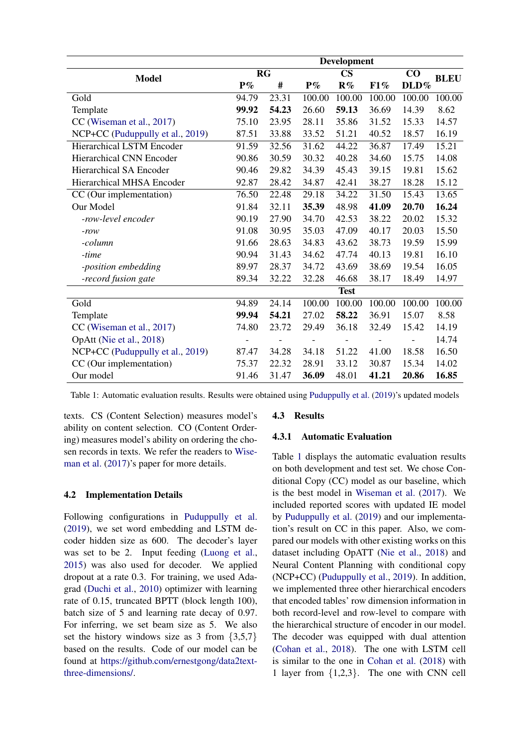| Model | RG | | CS | | | CO | BLEU |
|---|---|---|---|---|---|---|---|
| | P% | # | P% | R% | F1% | DLD% | |
| **Development** | | | | | | | |
| Gold | 94.79 | 23.31 | 100.00 | 100.00 | 100.00 | 100.00 | 100.00 |
| Template | **99.92** | **54.23** | 26.60 | **59.13** | 36.69 | 14.39 | 8.62 |
| CC (Wiseman et al., 2017) | 75.10 | 23.95 | 28.11 | 35.86 | 31.52 | 15.33 | 14.57 |
| NCP+CC (Puduppully et al., 2019) | 87.51 | 33.88 | 33.52 | 51.21 | 40.52 | 18.57 | 16.19 |
| Hierarchical LSTM Encoder | 91.59 | 32.56 | 31.62 | 44.22 | 36.87 | 17.49 | 15.21 |
| Hierarchical CNN Encoder | 90.86 | 30.59 | 30.32 | 40.28 | 34.60 | 15.75 | 14.08 |
| Hierarchical SA Encoder | 90.46 | 29.82 | 34.39 | 45.43 | 39.15 | 19.81 | 15.62 |
| Hierarchical MHSA Encoder | 92.87 | 28.42 | 34.87 | 42.41 | 38.27 | 18.28 | 15.12 |
| CC (Our implementation) | 76.50 | 22.48 | 29.18 | 34.22 | 31.50 | 15.43 | 13.65 |
| Our Model | 91.84 | 32.11 | **35.39** | 48.98 | **41.09** | **20.70** | **16.24** |
| *-row-level encoder* | 90.19 | 27.90 | 34.70 | 42.53 | 38.22 | 20.02 | 15.32 |
| *-row* | 91.08 | 30.95 | 35.03 | 47.09 | 40.17 | 20.03 | 15.50 |
| *-column* | 91.66 | 28.63 | 34.83 | 43.62 | 38.73 | 19.59 | 15.99 |
| *-time* | 90.94 | 31.43 | 34.62 | 47.74 | 40.13 | 19.81 | 16.10 |
| *-position embedding* | 89.97 | 28.37 | 34.72 | 43.69 | 38.69 | 19.54 | 16.05 |
| *-record fusion gate* | 89.34 | 32.22 | 32.28 | 46.68 | 38.17 | 18.49 | 14.97 |
| **Test** | | | | | | | |
| Gold | 94.89 | 24.14 | 100.00 | 100.00 | 100.00 | 100.00 | 100.00 |
| Template | **99.94** | **54.21** | 27.02 | **58.22** | 36.91 | 15.07 | 8.58 |
| CC (Wiseman et al., 2017) | 74.80 | 23.72 | 29.49 | 36.18 | 32.49 | 15.42 | 14.19 |
| OpAtt (Nie et al., 2018) | - | - | - | - | - | - | 14.74 |
| NCP+CC (Puduppully et al., 2019) | 87.47 | 34.28 | 34.18 | 51.22 | 41.00 | 18.58 | 16.50 |
| CC (Our implementation) | 75.37 | 22.32 | 28.91 | 33.12 | 30.87 | 15.34 | 14.02 |
| Our model | 91.46 | 31.47 | **36.09** | 48.01 | **41.21** | **20.86** | **16.85** |

Table 1: Automatic evaluation results. Results were obtained using Puduppully et al. (2019)'s updated models

texts. CS (Content Selection) measures model's ability on content selection. CO (Content Ordering) measures model's ability on ordering the chosen records in texts. We refer the readers to Wiseman et al. (2017)'s paper for more details.

## 4.2 Implementation Details

Following configurations in Puduppully et al. (2019), we set word embedding and LSTM decoder hidden size as 600. The decoder's layer was set to be 2. Input feeding (Luong et al., 2015) was also used for decoder. We applied dropout at a rate 0.3. For training, we used Adagrad (Duchi et al., 2010) optimizer with learning rate of 0.15, truncated BPTT (block length 100), batch size of 5 and learning rate decay of 0.97. For inferring, we set beam size as 5. We also set the history windows size as 3 from $\{3,5,7\}$ based on the results. Code of our model can be found at https://github.com/ernestgong/data2text-three-dimensions/.

## 4.3 Results

### 4.3.1 Automatic Evaluation

Table 1 displays the automatic evaluation results on both development and test set. We chose Conditional Copy (CC) model as our baseline, which is the best model in Wiseman et al. (2017). We included reported scores with updated IE model by Puduppully et al. (2019) and our implementation's result on CC in this paper. Also, we compared our models with other existing works on this dataset including OpATT (Nie et al., 2018) and Neural Content Planning with conditional copy (NCP+CC) (Puduppully et al., 2019). In addition, we implemented three other hierarchical encoders that encoded tables' row dimension information in both record-level and row-level to compare with the hierarchical structure of encoder in our model. The decoder was equipped with dual attention (Cohan et al., 2018). The one with LSTM cell is similar to the one in Cohan et al. (2018) with 1 layer from $\{1,2,3\}$. The one with CNN cell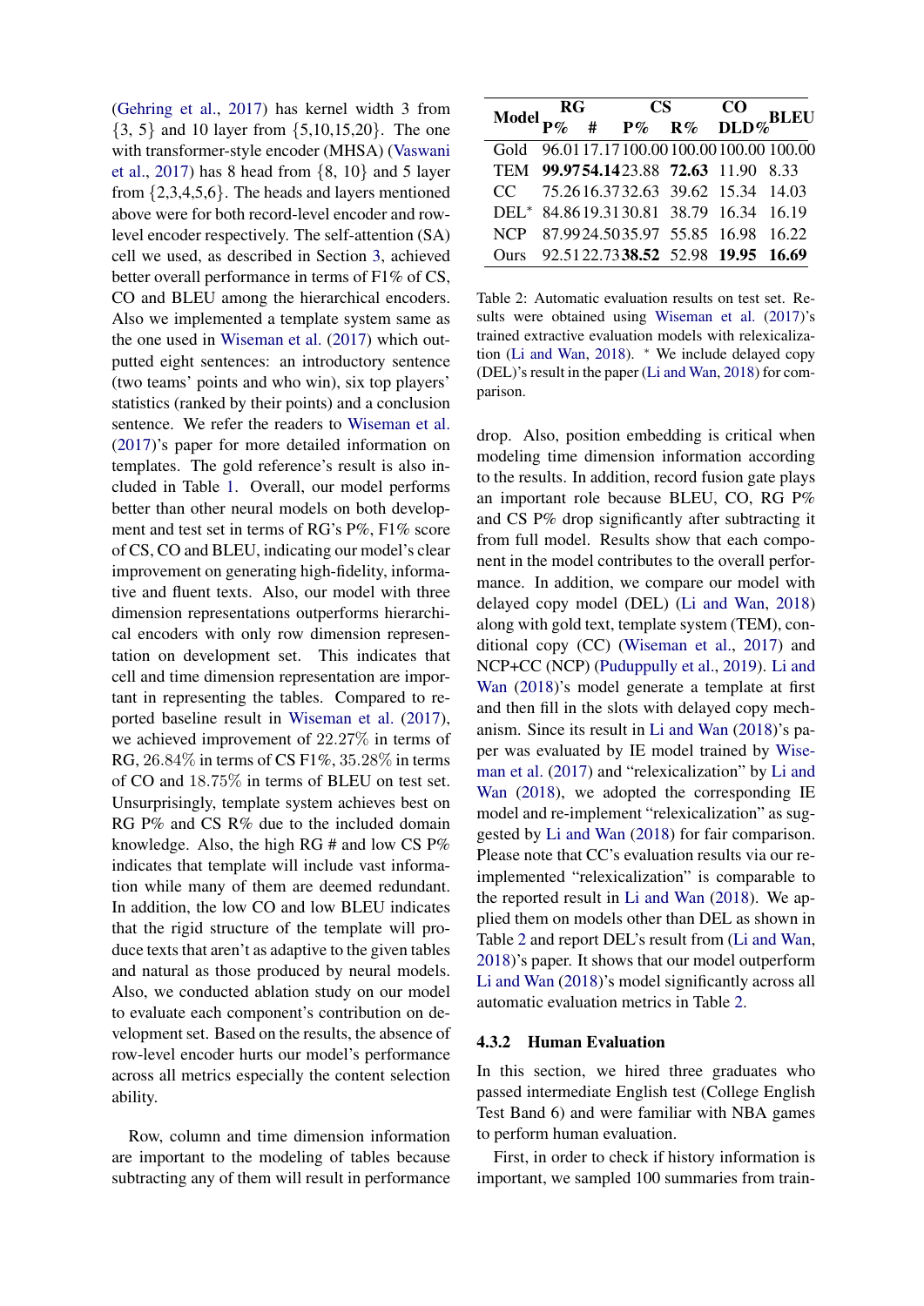(Gehring et al., 2017) has kernel width 3 from {3, 5} and 10 layer from {5,10,15,20}. The one with transformer-style encoder (MHSA) (Vaswani et al., 2017) has 8 head from {8, 10} and 5 layer from {2,3,4,5,6}. The heads and layers mentioned above were for both record-level encoder and row-level encoder respectively. The self-attention (SA) cell we used, as described in Section 3, achieved better overall performance in terms of F1% of CS, CO and BLEU among the hierarchical encoders. Also we implemented a template system same as the one used in Wiseman et al. (2017) which outputted eight sentences: an introductory sentence (two teams' points and who win), six top players' statistics (ranked by their points) and a conclusion sentence. We refer the readers to Wiseman et al. (2017)'s paper for more detailed information on templates. The gold reference's result is also included in Table 1. Overall, our model performs better than other neural models on both development and test set in terms of RG's P%, F1% score of CS, CO and BLEU, indicating our model's clear improvement on generating high-fidelity, informative and fluent texts. Also, our model with three dimension representations outperforms hierarchical encoders with only row dimension representation on development set. This indicates that cell and time dimension representation are important in representing the tables. Compared to reported baseline result in Wiseman et al. (2017), we achieved improvement of 22.27% in terms of RG, 26.84% in terms of CS F1%, 35.28% in terms of CO and 18.75% in terms of BLEU on test set. Unsurprisingly, template system achieves best on RG P% and CS R% due to the included domain knowledge. Also, the high RG # and low CS P% indicates that template will include vast information while many of them are deemed redundant. In addition, the low CO and low BLEU indicates that the rigid structure of the template will produce texts that aren't as adaptive to the given tables and natural as those produced by neural models. Also, we conducted ablation study on our model to evaluate each component's contribution on development set. Based on the results, the absence of row-level encoder hurts our model's performance across all metrics especially the content selection ability.

Row, column and time dimension information are important to the modeling of tables because subtracting any of them will result in performance drop. Also, position embedding is critical when modeling time dimension information according to the results. In addition, record fusion gate plays an important role because BLEU, CO, RG P% and CS P% drop significantly after subtracting it from full model. Results show that each component in the model contributes to the overall performance. In addition, we compare our model with delayed copy model (DEL) (Li and Wan, 2018) along with gold text, template system (TEM), conditional copy (CC) (Wiseman et al., 2017) and NCP+CC (NCP) (Puduppully et al., 2019). Li and Wan (2018)'s model generate a template at first and then fill in the slots with delayed copy mechanism. Since its result in Li and Wan (2018)'s paper was evaluated by IE model trained by Wiseman et al. (2017) and "relexicalization" by Li and Wan (2018), we adopted the corresponding IE model and re-implement "relexicalization" as suggested by Li and Wan (2018) for fair comparison. Please note that CC's evaluation results via our re-implemented "relexicalization" is comparable to the reported result in Li and Wan (2018). We applied them on models other than DEL as shown in Table 2 and report DEL's result from (Li and Wan, 2018)'s paper. It shows that our model outperform Li and Wan (2018)'s model significantly across all automatic evaluation metrics in Table 2.

| Model | RG | | CS | | CO | BLEU |
|---|---|---|---|---|---|---|
| | P% | # | P% | R% | DLD% | |
| Gold | 96.01 | 17.17 | 100.00 | 100.00 | 100.00 | 100.00 |
| TEM | **99.97** | **54.14** | 23.88 | **72.63** | 11.90 | 8.33 |
| CC | 75.26 | 16.37 | 32.63 | 39.62 | 15.34 | 14.03 |
| DEL* | 84.86 | 19.31 | 30.81 | 38.79 | 16.34 | 16.19 |
| NCP | 87.99 | 24.50 | 35.97 | 55.85 | 16.98 | 16.22 |
| Ours | 92.51 | 22.73 | **38.52** | 52.98 | **19.95** | **16.69** |

Table 2: Automatic evaluation results on test set. Results were obtained using Wiseman et al. (2017)'s trained extractive evaluation models with relexicalization (Li and Wan, 2018). * We include delayed copy (DEL)'s result in the paper (Li and Wan, 2018) for comparison.

#### 4.3.2 Human Evaluation

In this section, we hired three graduates who passed intermediate English test (College English Test Band 6) and were familiar with NBA games to perform human evaluation.

First, in order to check if history information is important, we sampled 100 summaries from train-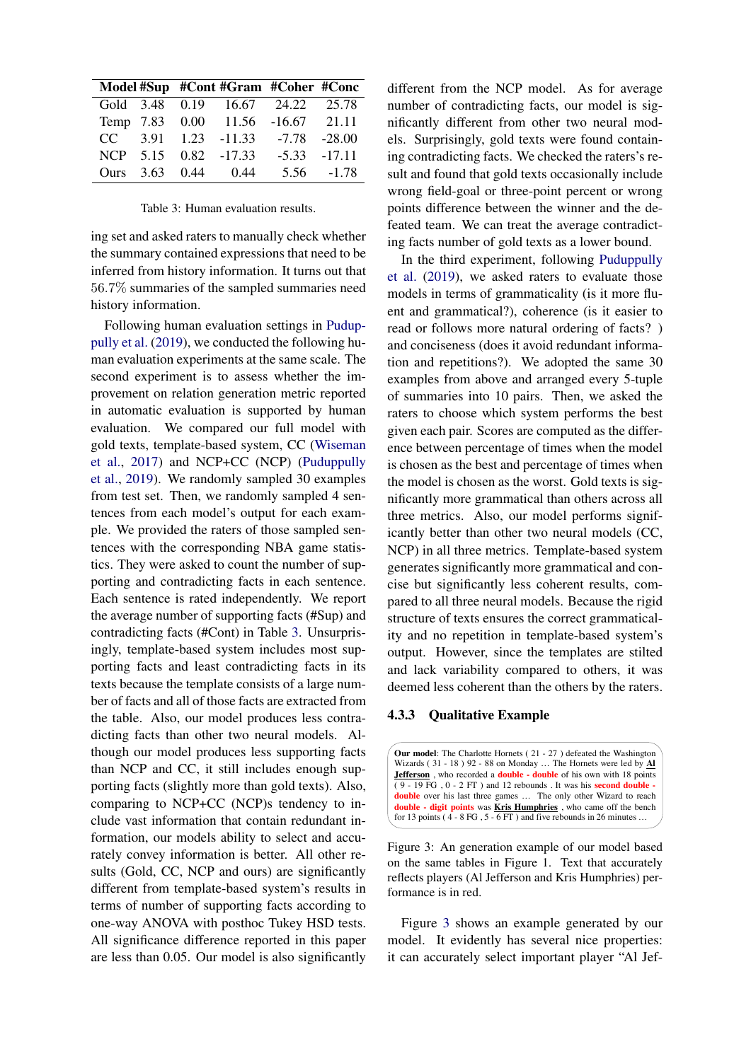| Model | #Sup | #Cont | #Gram | #Coher | #Conc |
|---|---|---|---|---|---|
| Gold | 3.48 | 0.19 | 16.67 | 24.22 | 25.78 |
| Temp | 7.83 | 0.00 | 11.56 | -16.67 | 21.11 |
| CC | 3.91 | 1.23 | -11.33 | -7.78 | -28.00 |
| NCP | 5.15 | 0.82 | -17.33 | -5.33 | -17.11 |
| Ours | 3.63 | 0.44 | 0.44 | 5.56 | -1.78 |

Table 3: Human evaluation results.

ing set and asked raters to manually check whether the summary contained expressions that need to be inferred from history information. It turns out that 56.7% summaries of the sampled summaries need history information.

Following human evaluation settings in Puduppully et al. (2019), we conducted the following human evaluation experiments at the same scale. The second experiment is to assess whether the improvement on relation generation metric reported in automatic evaluation is supported by human evaluation. We compared our full model with gold texts, template-based system, CC (Wiseman et al., 2017) and NCP+CC (NCP) (Puduppully et al., 2019). We randomly sampled 30 examples from test set. Then, we randomly sampled 4 sentences from each model's output for each example. We provided the raters of those sampled sentences with the corresponding NBA game statistics. They were asked to count the number of supporting and contradicting facts in each sentence. Each sentence is rated independently. We report the average number of supporting facts (#Sup) and contradicting facts (#Cont) in Table 3. Unsurprisingly, template-based system includes most supporting facts and least contradicting facts in its texts because the template consists of a large number of facts and all of those facts are extracted from the table. Also, our model produces less contradicting facts than other two neural models. Although our model produces less supporting facts than NCP and CC, it still includes enough supporting facts (slightly more than gold texts). Also, comparing to NCP+CC (NCP)s tendency to include vast information that contain redundant information, our models ability to select and accurately convey information is better. All other results (Gold, CC, NCP and ours) are significantly different from template-based system's results in terms of number of supporting facts according to one-way ANOVA with posthoc Tukey HSD tests. All significance difference reported in this paper are less than 0.05. Our model is also significantly different from the NCP model. As for average number of contradicting facts, our model is significantly different from other two neural models. Surprisingly, gold texts were found containing contradicting facts. We checked the raters's result and found that gold texts occasionally include wrong field-goal or three-point percent or wrong points difference between the winner and the defeated team. We can treat the average contradicting facts number of gold texts as a lower bound.

In the third experiment, following Puduppully et al. (2019), we asked raters to evaluate those models in terms of grammaticality (is it more fluent and grammatical?), coherence (is it easier to read or follows more natural ordering of facts? ) and conciseness (does it avoid redundant information and repetitions?). We adopted the same 30 examples from above and arranged every 5-tuple of summaries into 10 pairs. Then, we asked the raters to choose which system performs the best given each pair. Scores are computed as the difference between percentage of times when the model is chosen as the best and percentage of times when the model is chosen as the worst. Gold texts is significantly more grammatical than others across all three metrics. Also, our model performs significantly better than other two neural models (CC, NCP) in all three metrics. Template-based system generates significantly more grammatical and concise but significantly less coherent results, compared to all three neural models. Because the rigid structure of texts ensures the correct grammaticality and no repetition in template-based system's output. However, since the templates are stilted and lack variability compared to others, it was deemed less coherent than the others by the raters.

### 4.3.3 Qualitative Example

**Our model**: The Charlotte Hornets ( 21 - 27 ) defeated the Washington Wizards ( 31 - 18 ) 92 - 88 on Monday … The Hornets were led by **Al Jefferson** , who recorded a **double - double** of his own with 18 points ( 9 - 19 FG , 0 - 2 FT ) and 12 rebounds . It was his **second double - double** over his last three games … The only other Wizard to reach **double - digit points** was **Kris Humphries** , who came off the bench for 13 points ( 4 - 8 FG , 5 - 6 FT ) and five rebounds in 26 minutes …

Figure 3: An generation example of our model based on the same tables in Figure 1. Text that accurately reflects players (Al Jefferson and Kris Humphries) performance is in red.

Figure 3 shows an example generated by our model. It evidently has several nice properties: it can accurately select important player "Al Jef-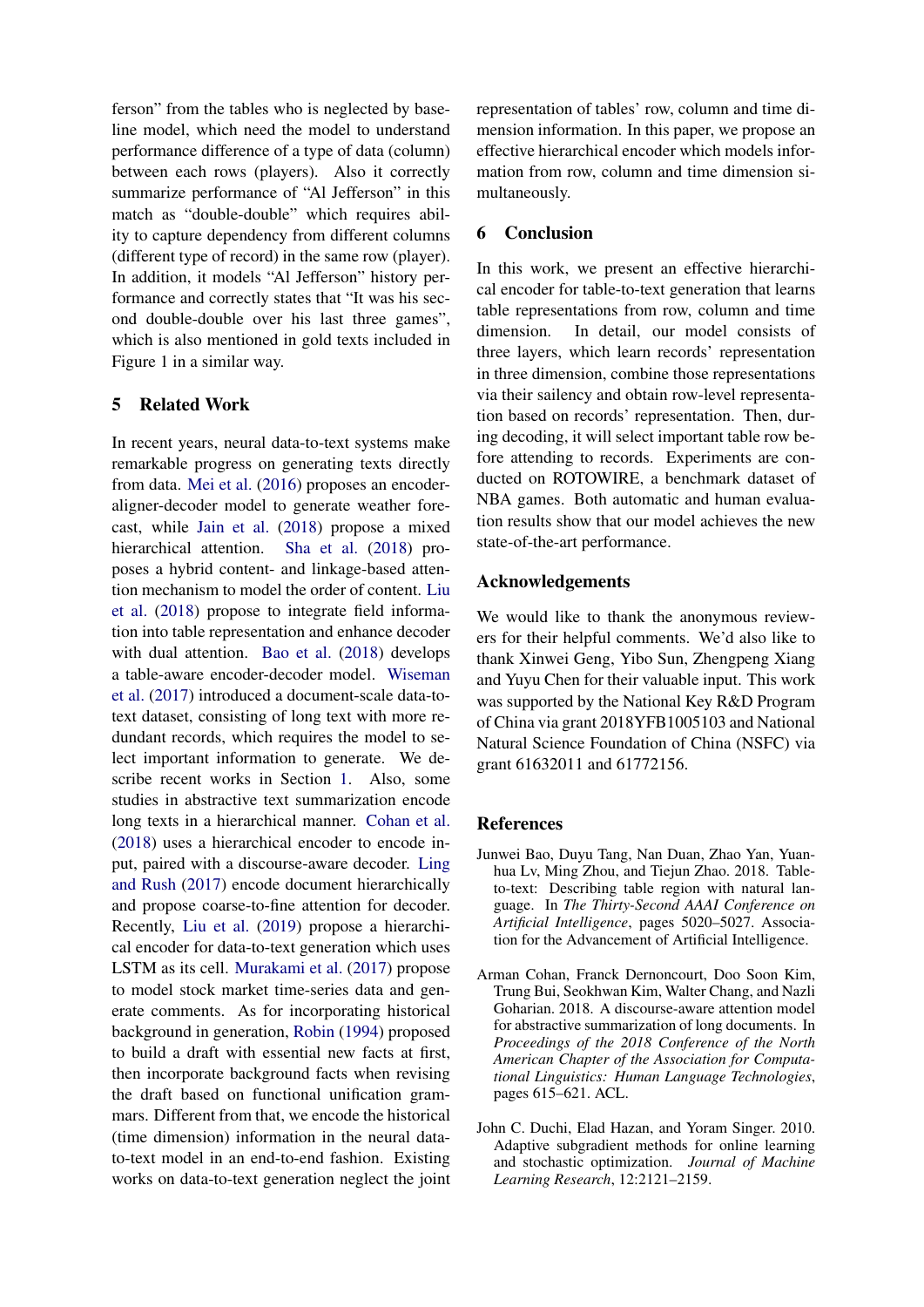ferson" from the tables who is neglected by baseline model, which need the model to understand performance difference of a type of data (column) between each rows (players). Also it correctly summarize performance of "Al Jefferson" in this match as "double-double" which requires ability to capture dependency from different columns (different type of record) in the same row (player). In addition, it models "Al Jefferson" history performance and correctly states that "It was his second double-double over his last three games", which is also mentioned in gold texts included in Figure 1 in a similar way.

## 5 Related Work

In recent years, neural data-to-text systems make remarkable progress on generating texts directly from data. Mei et al. (2016) proposes an encoder-aligner-decoder model to generate weather forecast, while Jain et al. (2018) propose a mixed hierarchical attention. Sha et al. (2018) proposes a hybrid content- and linkage-based attention mechanism to model the order of content. Liu et al. (2018) propose to integrate field information into table representation and enhance decoder with dual attention. Bao et al. (2018) develops a table-aware encoder-decoder model. Wiseman et al. (2017) introduced a document-scale data-to-text dataset, consisting of long text with more redundant records, which requires the model to select important information to generate. We describe recent works in Section 1. Also, some studies in abstractive text summarization encode long texts in a hierarchical manner. Cohan et al. (2018) uses a hierarchical encoder to encode input, paired with a discourse-aware decoder. Ling and Rush (2017) encode document hierarchically and propose coarse-to-fine attention for decoder. Recently, Liu et al. (2019) propose a hierarchical encoder for data-to-text generation which uses LSTM as its cell. Murakami et al. (2017) propose to model stock market time-series data and generate comments. As for incorporating historical background in generation, Robin (1994) proposed to build a draft with essential new facts at first, then incorporate background facts when revising the draft based on functional unification grammars. Different from that, we encode the historical (time dimension) information in the neural data-to-text model in an end-to-end fashion. Existing works on data-to-text generation neglect the joint representation of tables' row, column and time dimension information. In this paper, we propose an effective hierarchical encoder which models information from row, column and time dimension simultaneously.

## 6 Conclusion

In this work, we present an effective hierarchical encoder for table-to-text generation that learns table representations from row, column and time dimension. In detail, our model consists of three layers, which learn records' representation in three dimension, combine those representations via their saiency and obtain row-level representation based on records' representation. Then, during decoding, it will select important table row before attending to records. Experiments are conducted on ROTOWIRE, a benchmark dataset of NBA games. Both automatic and human evaluation results show that our model achieves the new state-of-the-art performance.

## Acknowledgements

We would like to thank the anonymous reviewers for their helpful comments. We'd also like to thank Xinwei Geng, Yibo Sun, Zhengpeng Xiang and Yuyu Chen for their valuable input. This work was supported by the National Key R&D Program of China via grant 2018YFB1005103 and National Natural Science Foundation of China (NSFC) via grant 61632011 and 61772156.

## References

Junwei Bao, Duyu Tang, Nan Duan, Zhao Yan, Yuanhua Lv, Ming Zhou, and Tiejun Zhao. 2018. Table-to-text: Describing table region with natural language. In *The Thirty-Second AAAI Conference on Artificial Intelligence*, pages 5020–5027. Association for the Advancement of Artificial Intelligence.

Arman Cohan, Franck Dernoncourt, Doo Soon Kim, Trung Bui, Seokhwan Kim, Walter Chang, and Nazli Goharian. 2018. A discourse-aware attention model for abstractive summarization of long documents. In *Proceedings of the 2018 Conference of the North American Chapter of the Association for Computational Linguistics: Human Language Technologies*, pages 615–621. ACL.

John C. Duchi, Elad Hazan, and Yoram Singer. 2010. Adaptive subgradient methods for online learning and stochastic optimization. *Journal of Machine Learning Research*, 12:2121–2159.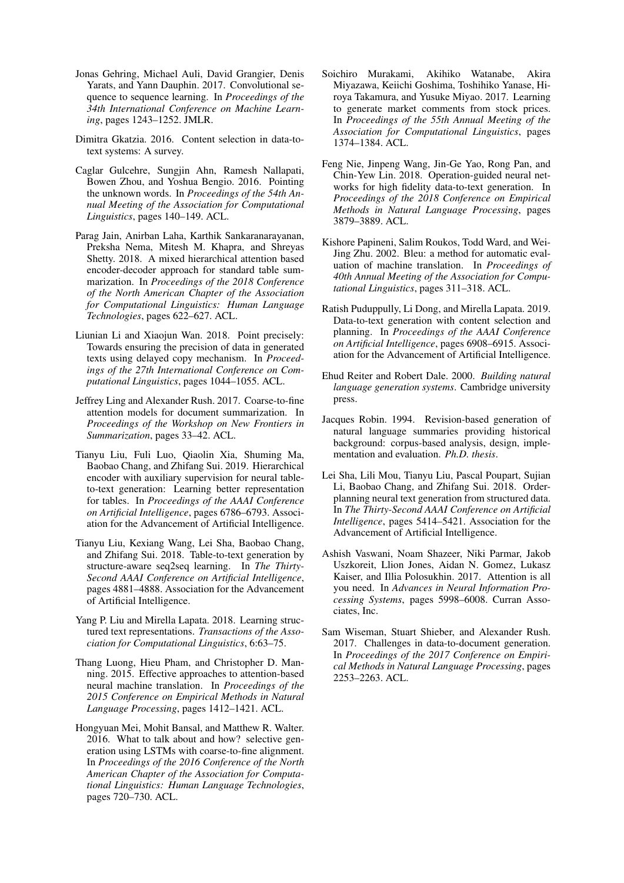Jonas Gehring, Michael Auli, David Grangier, Denis Yarats, and Yann Dauphin. 2017. Convolutional sequence to sequence learning. In *Proceedings of the 34th International Conference on Machine Learning*, pages 1243–1252. JMLR.

Dimitra Gkatzia. 2016. Content selection in data-to-text systems: A survey.

Caglar Gulcehre, Sungjin Ahn, Ramesh Nallapati, Bowen Zhou, and Yoshua Bengio. 2016. Pointing the unknown words. In *Proceedings of the 54th Annual Meeting of the Association for Computational Linguistics*, pages 140–149. ACL.

Parag Jain, Anirban Laha, Karthik Sankaranarayanan, Preksha Nema, Mitesh M. Khapra, and Shreyas Shetty. 2018. A mixed hierarchical attention based encoder-decoder approach for standard table summarization. In *Proceedings of the 2018 Conference of the North American Chapter of the Association for Computational Linguistics: Human Language Technologies*, pages 622–627. ACL.

Liunian Li and Xiaojun Wan. 2018. Point precisely: Towards ensuring the precision of data in generated texts using delayed copy mechanism. In *Proceedings of the 27th International Conference on Computational Linguistics*, pages 1044–1055. ACL.

Jeffrey Ling and Alexander Rush. 2017. Coarse-to-fine attention models for document summarization. In *Proceedings of the Workshop on New Frontiers in Summarization*, pages 33–42. ACL.

Tianyu Liu, Fuli Luo, Qiaolin Xia, Shuming Ma, Baobao Chang, and Zhifang Sui. 2019. Hierarchical encoder with auxiliary supervision for neural table-to-text generation: Learning better representation for tables. In *Proceedings of the AAAI Conference on Artificial Intelligence*, pages 6786–6793. Association for the Advancement of Artificial Intelligence.

Tianyu Liu, Kexiang Wang, Lei Sha, Baobao Chang, and Zhifang Sui. 2018. Table-to-text generation by structure-aware seq2seq learning. In *The Thirty-Second AAAI Conference on Artificial Intelligence*, pages 4881–4888. Association for the Advancement of Artificial Intelligence.

Yang P. Liu and Mirella Lapata. 2018. Learning structured text representations. *Transactions of the Association for Computational Linguistics*, 6:63–75.

Thang Luong, Hieu Pham, and Christopher D. Manning. 2015. Effective approaches to attention-based neural machine translation. In *Proceedings of the 2015 Conference on Empirical Methods in Natural Language Processing*, pages 1412–1421. ACL.

Hongyuan Mei, Mohit Bansal, and Matthew R. Walter. 2016. What to talk about and how? selective generation using LSTMs with coarse-to-fine alignment. In *Proceedings of the 2016 Conference of the North American Chapter of the Association for Computational Linguistics: Human Language Technologies*, pages 720–730. ACL.

Soichiro Murakami, Akihiko Watanabe, Akira Miyazawa, Keiichi Goshima, Toshihiko Yanase, Hiroya Takamura, and Yusuke Miyao. 2017. Learning to generate market comments from stock prices. In *Proceedings of the 55th Annual Meeting of the Association for Computational Linguistics*, pages 1374–1384. ACL.

Feng Nie, Jinpeng Wang, Jin-Ge Yao, Rong Pan, and Chin-Yew Lin. 2018. Operation-guided neural networks for high fidelity data-to-text generation. In *Proceedings of the 2018 Conference on Empirical Methods in Natural Language Processing*, pages 3879–3889. ACL.

Kishore Papineni, Salim Roukos, Todd Ward, and Wei-Jing Zhu. 2002. Bleu: a method for automatic evaluation of machine translation. In *Proceedings of 40th Annual Meeting of the Association for Computational Linguistics*, pages 311–318. ACL.

Ratish Puduppully, Li Dong, and Mirella Lapata. 2019. Data-to-text generation with content selection and planning. In *Proceedings of the AAAI Conference on Artificial Intelligence*, pages 6908–6915. Association for the Advancement of Artificial Intelligence.

Ehud Reiter and Robert Dale. 2000. *Building natural language generation systems*. Cambridge university press.

Jacques Robin. 1994. Revision-based generation of natural language summaries providing historical background: corpus-based analysis, design, implementation and evaluation. *Ph.D. thesis*.

Lei Sha, Lili Mou, Tianyu Liu, Pascal Poupart, Sujian Li, Baobao Chang, and Zhifang Sui. 2018. Order-planning neural text generation from structured data. In *The Thirty-Second AAAI Conference on Artificial Intelligence*, pages 5414–5421. Association for the Advancement of Artificial Intelligence.

Ashish Vaswani, Noam Shazeer, Niki Parmar, Jakob Uszkoreit, Llion Jones, Aidan N. Gomez, Lukasz Kaiser, and Illia Polosukhin. 2017. Attention is all you need. In *Advances in Neural Information Processing Systems*, pages 5998–6008. Curran Associates, Inc.

Sam Wiseman, Stuart Shieber, and Alexander Rush. 2017. Challenges in data-to-document generation. In *Proceedings of the 2017 Conference on Empirical Methods in Natural Language Processing*, pages 2253–2263. ACL.